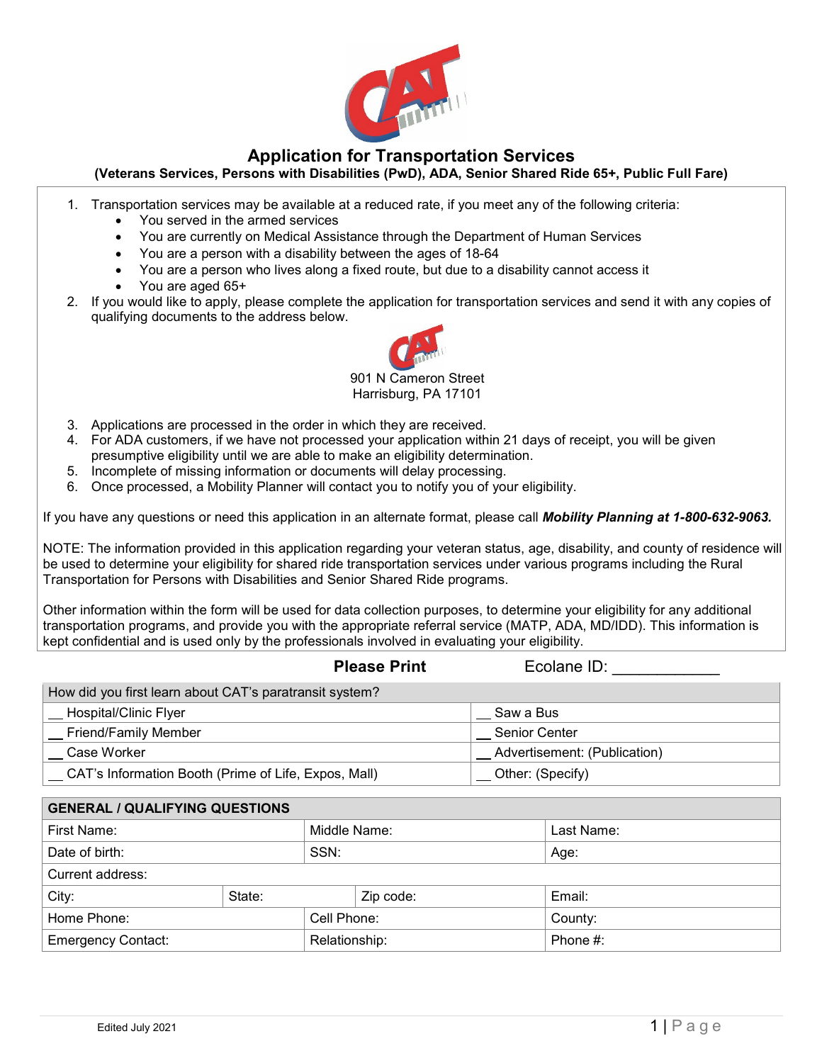# Application for Transportation Services

**(Veterans Services, Persons with Disabilities (PwD), ADA, Senior Shared Ride 65+, Public Full Fare)**

1. Transportation services may be available at a reduced rate, if you meet any of the following criteria:
   - You served in the armed services
   - You are currently on Medical Assistance through the Department of Human Services
   - You are a person with a disability between the ages of 18-64
   - You are a person who lives along a fixed route, but due to a disability cannot access it
   - You are aged 65+
2. If you would like to apply, please complete the application for transportation services and send it with any copies of qualifying documents to the address below.

   901 N Cameron Street
   Harrisburg, PA 17101

3. Applications are processed in the order in which they are received.
4. For ADA customers, if we have not processed your application within 21 days of receipt, you will be given presumptive eligibility until we are able to make an eligibility determination.
5. Incomplete of missing information or documents will delay processing.
6. Once processed, a Mobility Planner will contact you to notify you of your eligibility.

If you have any questions or need this application in an alternate format, please call ***Mobility Planning at 1-800-632-9063.***

NOTE: The information provided in this application regarding your veteran status, age, disability, and county of residence will be used to determine your eligibility for shared ride transportation services under various programs including the Rural Transportation for Persons with Disabilities and Senior Shared Ride programs.

Other information within the form will be used for data collection purposes, to determine your eligibility for any additional transportation programs, and provide you with the appropriate referral service (MATP, ADA, MD/IDD). This information is kept confidential and is used only by the professionals involved in evaluating your eligibility.

**Please Print** Ecolane ID: ____________

| How did you first learn about CAT's paratransit system? | |
|---|---|
| __ Hospital/Clinic Flyer | __ Saw a Bus |
| __ Friend/Family Member | __ Senior Center |
| __ Case Worker | __ Advertisement: (Publication) |
| __ CAT's Information Booth (Prime of Life, Expos, Mall) | __ Other: (Specify) |

| **GENERAL / QUALIFYING QUESTIONS** | | | |
|---|---|---|---|
| First Name: | Middle Name: | | Last Name: |
| Date of birth: | SSN: | | Age: |
| Current address: | | | |
| City: | State: | Zip code: | Email: |
| Home Phone: | Cell Phone: | | County: |
| Emergency Contact: | Relationship: | | Phone #: |

Edited July 2021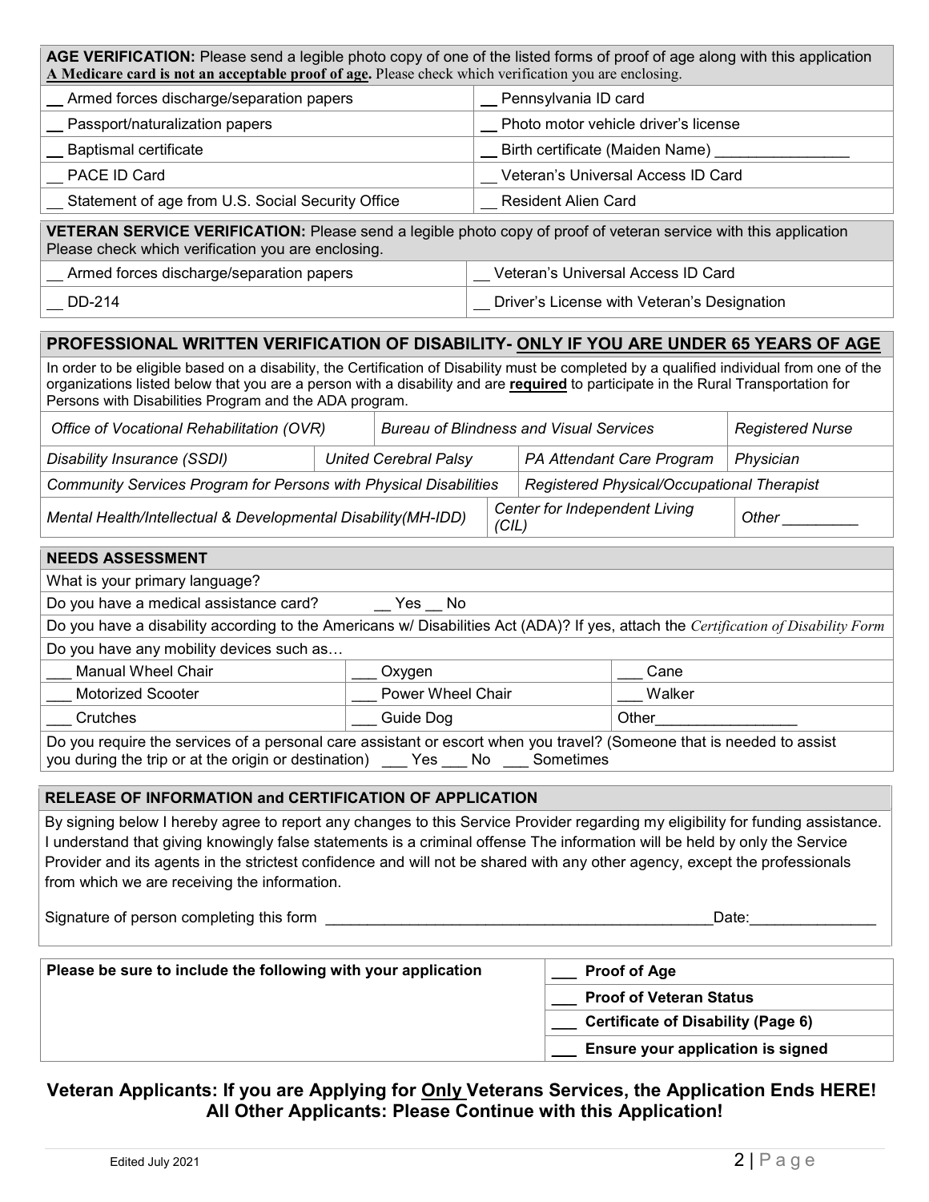**AGE VERIFICATION:** Please send a legible photo copy of one of the listed forms of proof of age along with this application
**A Medicare card is not an acceptable proof of age.** Please check which verification you are enclosing.

| | |
|---|---|
| __ Armed forces discharge/separation papers | __ Pennsylvania ID card |
| __ Passport/naturalization papers | __ Photo motor vehicle driver's license |
| __ Baptismal certificate | __ Birth certificate (Maiden Name) ________________ |
| __ PACE ID Card | __ Veteran's Universal Access ID Card |
| __ Statement of age from U.S. Social Security Office | __ Resident Alien Card |

**VETERAN SERVICE VERIFICATION:** Please send a legible photo copy of proof of veteran service with this application
Please check which verification you are enclosing.

| | |
|---|---|
| __ Armed forces discharge/separation papers | __ Veteran's Universal Access ID Card |
| __ DD-214 | __ Driver's License with Veteran's Designation |

## PROFESSIONAL WRITTEN VERIFICATION OF DISABILITY- ONLY IF YOU ARE UNDER 65 YEARS OF AGE

In order to be eligible based on a disability, the Certification of Disability must be completed by a qualified individual from one of the organizations listed below that you are a person with a disability and are **required** to participate in the Rural Transportation for Persons with Disabilities Program and the ADA program.

| | | | |
|---|---|---|---|
| *Office of Vocational Rehabilitation (OVR)* | *Bureau of Blindness and Visual Services* | | *Registered Nurse* |
| *Disability Insurance (SSDI)* | *United Cerebral Palsy* | *PA Attendant Care Program* | *Physician* |
| *Community Services Program for Persons with Physical Disabilities* | | *Registered Physical/Occupational Therapist* | |
| *Mental Health/Intellectual & Developmental Disability(MH-IDD)* | | *Center for Independent Living (CIL)* | *Other* _________ |

## NEEDS ASSESSMENT

What is your primary language?

Do you have a medical assistance card? __ Yes __ No

Do you have a disability according to the Americans w/ Disabilities Act (ADA)? If yes, attach the *Certification of Disability Form*

Do you have any mobility devices such as…

| | | |
|---|---|---|
| ___ Manual Wheel Chair | ___ Oxygen | ___ Cane |
| ___ Motorized Scooter | ___ Power Wheel Chair | ___ Walker |
| ___ Crutches | ___ Guide Dog | Other_________________ |

Do you require the services of a personal care assistant or escort when you travel? (Someone that is needed to assist you during the trip or at the origin or destination) ___ Yes ___ No ___ Sometimes

## RELEASE OF INFORMATION and CERTIFICATION OF APPLICATION

By signing below I hereby agree to report any changes to this Service Provider regarding my eligibility for funding assistance. I understand that giving knowingly false statements is a criminal offense The information will be held by only the Service Provider and its agents in the strictest confidence and will not be shared with any other agency, except the professionals from which we are receiving the information.

Signature of person completing this form ______________________________________________Date:_______________

| Please be sure to include the following with your application | |
|---|---|
| | ___ **Proof of Age** |
| | ___ **Proof of Veteran Status** |
| | ___ **Certificate of Disability (Page 6)** |
| | ___ **Ensure your application is signed** |

## Veteran Applicants: If you are Applying for Only Veterans Services, the Application Ends HERE! All Other Applicants: Please Continue with this Application!

Edited July 2021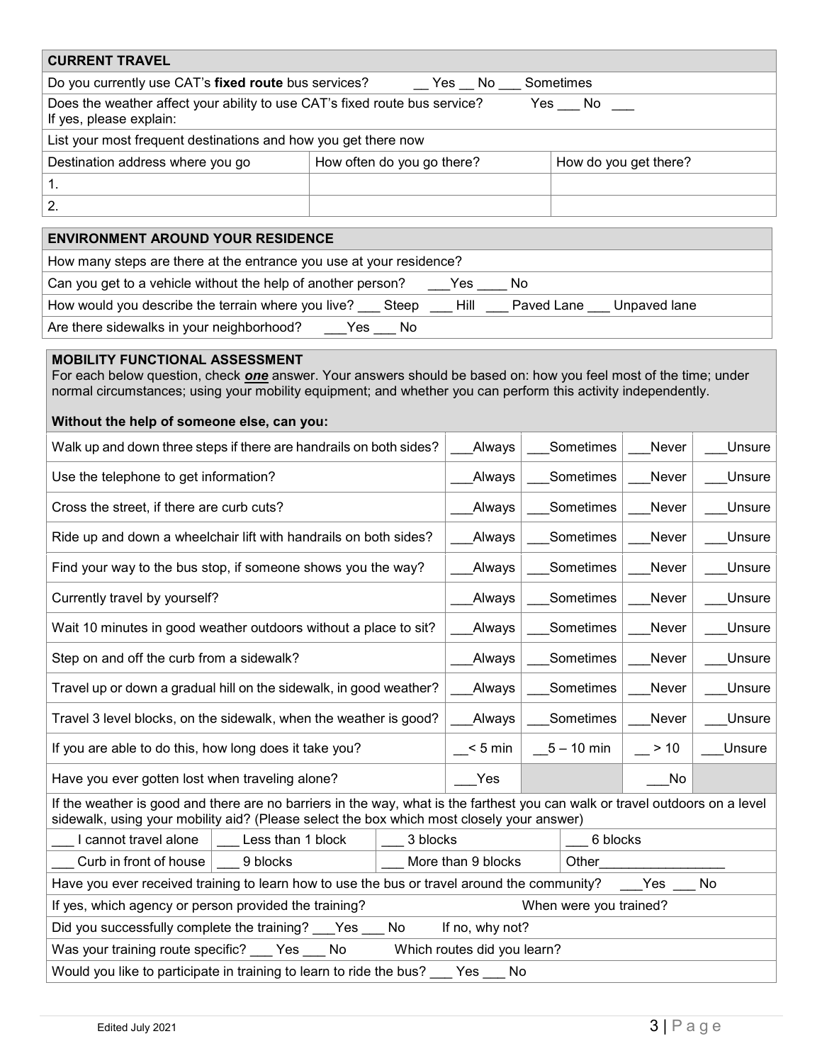## CURRENT TRAVEL

Do you currently use CAT's **fixed route** bus services? __ Yes __ No ___ Sometimes

Does the weather affect your ability to use CAT's fixed route bus service? Yes ___ No ___
If yes, please explain:

List your most frequent destinations and how you get there now

| Destination address where you go | How often do you go there? | How do you get there? |
|---|---|---|
| 1. | | |
| 2. | | |

## ENVIRONMENT AROUND YOUR RESIDENCE

How many steps are there at the entrance you use at your residence?

Can you get to a vehicle without the help of another person? ___Yes ____ No

How would you describe the terrain where you live? ___ Steep ___ Hill ___ Paved Lane ___ Unpaved lane

Are there sidewalks in your neighborhood? ___Yes ___ No

## MOBILITY FUNCTIONAL ASSESSMENT

For each below question, check ***one*** answer. Your answers should be based on: how you feel most of the time; under normal circumstances; using your mobility equipment; and whether you can perform this activity independently.

**Without the help of someone else, can you:**

| | | | | |
|---|---|---|---|---|
| Walk up and down three steps if there are handrails on both sides? | ___Always | ___Sometimes | ___Never | ___Unsure |
| Use the telephone to get information? | ___Always | ___Sometimes | ___Never | ___Unsure |
| Cross the street, if there are curb cuts? | ___Always | ___Sometimes | ___Never | ___Unsure |
| Ride up and down a wheelchair lift with handrails on both sides? | ___Always | ___Sometimes | ___Never | ___Unsure |
| Find your way to the bus stop, if someone shows you the way? | ___Always | ___Sometimes | ___Never | ___Unsure |
| Currently travel by yourself? | ___Always | ___Sometimes | ___Never | ___Unsure |
| Wait 10 minutes in good weather outdoors without a place to sit? | ___Always | ___Sometimes | ___Never | ___Unsure |
| Step on and off the curb from a sidewalk? | ___Always | ___Sometimes | ___Never | ___Unsure |
| Travel up or down a gradual hill on the sidewalk, in good weather? | ___Always | ___Sometimes | ___Never | ___Unsure |
| Travel 3 level blocks, on the sidewalk, when the weather is good? | ___Always | ___Sometimes | ___Never | ___Unsure |
| If you are able to do this, how long does it take you? | __< 5 min | __5 – 10 min | __ > 10 | ___Unsure |
| Have you ever gotten lost when traveling alone? | ___Yes | | ___No | |

If the weather is good and there are no barriers in the way, what is the farthest you can walk or travel outdoors on a level sidewalk, using your mobility aid? (Please select the box which most closely your answer)

| | | | |
|---|---|---|---|
| ___ I cannot travel alone | ___ Less than 1 block | ___ 3 blocks | ___ 6 blocks |
| ___ Curb in front of house | ___ 9 blocks | ___ More than 9 blocks | Other________________ |

Have you ever received training to learn how to use the bus or travel around the community? ___Yes ___ No

If yes, which agency or person provided the training? When were you trained?

Did you successfully complete the training? ___Yes ___ No If no, why not?

Was your training route specific? ___ Yes ___ No Which routes did you learn?

Would you like to participate in training to learn to ride the bus? ___ Yes ___ No

Edited July 2021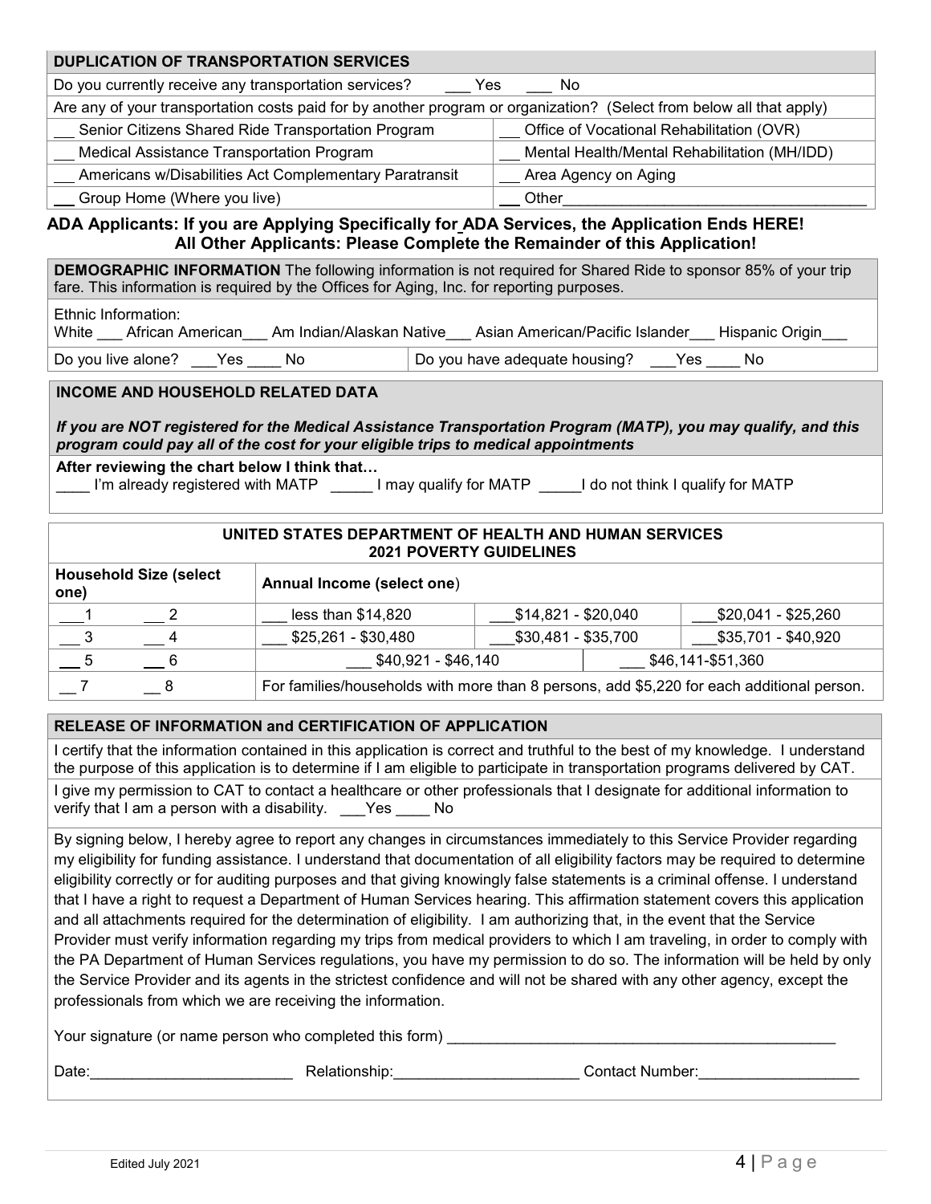| DUPLICATION OF TRANSPORTATION SERVICES | |
|---|---|
| Do you currently receive any transportation services? ___ Yes ___ No | |
| Are any of your transportation costs paid for by another program or organization? (Select from below all that apply) | |
| __ Senior Citizens Shared Ride Transportation Program | __ Office of Vocational Rehabilitation (OVR) |
| __ Medical Assistance Transportation Program | __ Mental Health/Mental Rehabilitation (MH/IDD) |
| __ Americans w/Disabilities Act Complementary Paratransit | __ Area Agency on Aging |
| __ Group Home (Where you live) | __ Other___________________________________ |

**ADA Applicants: If you are Applying Specifically for ADA Services, the Application Ends HERE!**
**All Other Applicants: Please Complete the Remainder of this Application!**

| **DEMOGRAPHIC INFORMATION** The following information is not required for Shared Ride to sponsor 85% of your trip fare. This information is required by the Offices for Aging, Inc. for reporting purposes. | |
|---|---|
| Ethnic Information: White ___ African American___ Am Indian/Alaskan Native___ Asian American/Pacific Islander___ Hispanic Origin___ | |
| Do you live alone? ___Yes ____ No | Do you have adequate housing? ___Yes ____ No |

**INCOME AND HOUSEHOLD RELATED DATA**

***If you are NOT registered for the Medical Assistance Transportation Program (MATP), you may qualify, and this program could pay all of the cost for your eligible trips to medical appointments***

**After reviewing the chart below I think that…**
____ I'm already registered with MATP _____ I may qualify for MATP _____I do not think I qualify for MATP

**UNITED STATES DEPARTMENT OF HEALTH AND HUMAN SERVICES**
**2021 POVERTY GUIDELINES**

| Household Size (select one) | | Annual Income (select one) | | |
|---|---|---|---|---|
| ___1 | ___2 | ___ less than $14,820 | ___$14,821 - $20,040 | ___$20,041 - $25,260 |
| ___3 | ___4 | ___ $25,261 - $30,480 | ___$30,481 - $35,700 | ___$35,701 - $40,920 |
| ___5 | ___6 | ___ $40,921 - $46,140 | ___ $46,141-$51,360 | |
| __7 | __8 | For families/households with more than 8 persons, add $5,220 for each additional person. | | |

**RELEASE OF INFORMATION and CERTIFICATION OF APPLICATION**

I certify that the information contained in this application is correct and truthful to the best of my knowledge. I understand the purpose of this application is to determine if I am eligible to participate in transportation programs delivered by CAT.

I give my permission to CAT to contact a healthcare or other professionals that I designate for additional information to verify that I am a person with a disability. ___Yes ____ No

By signing below, I hereby agree to report any changes in circumstances immediately to this Service Provider regarding my eligibility for funding assistance. I understand that documentation of all eligibility factors may be required to determine eligibility correctly or for auditing purposes and that giving knowingly false statements is a criminal offense. I understand that I have a right to request a Department of Human Services hearing. This affirmation statement covers this application and all attachments required for the determination of eligibility. I am authorizing that, in the event that the Service Provider must verify information regarding my trips from medical providers to which I am traveling, in order to comply with the PA Department of Human Services regulations, you have my permission to do so. The information will be held by only the Service Provider and its agents in the strictest confidence and will not be shared with any other agency, except the professionals from which we are receiving the information.

Your signature (or name person who completed this form) _______________________________________________

Date:________________________ Relationship:______________________ Contact Number:___________________

Edited July 2021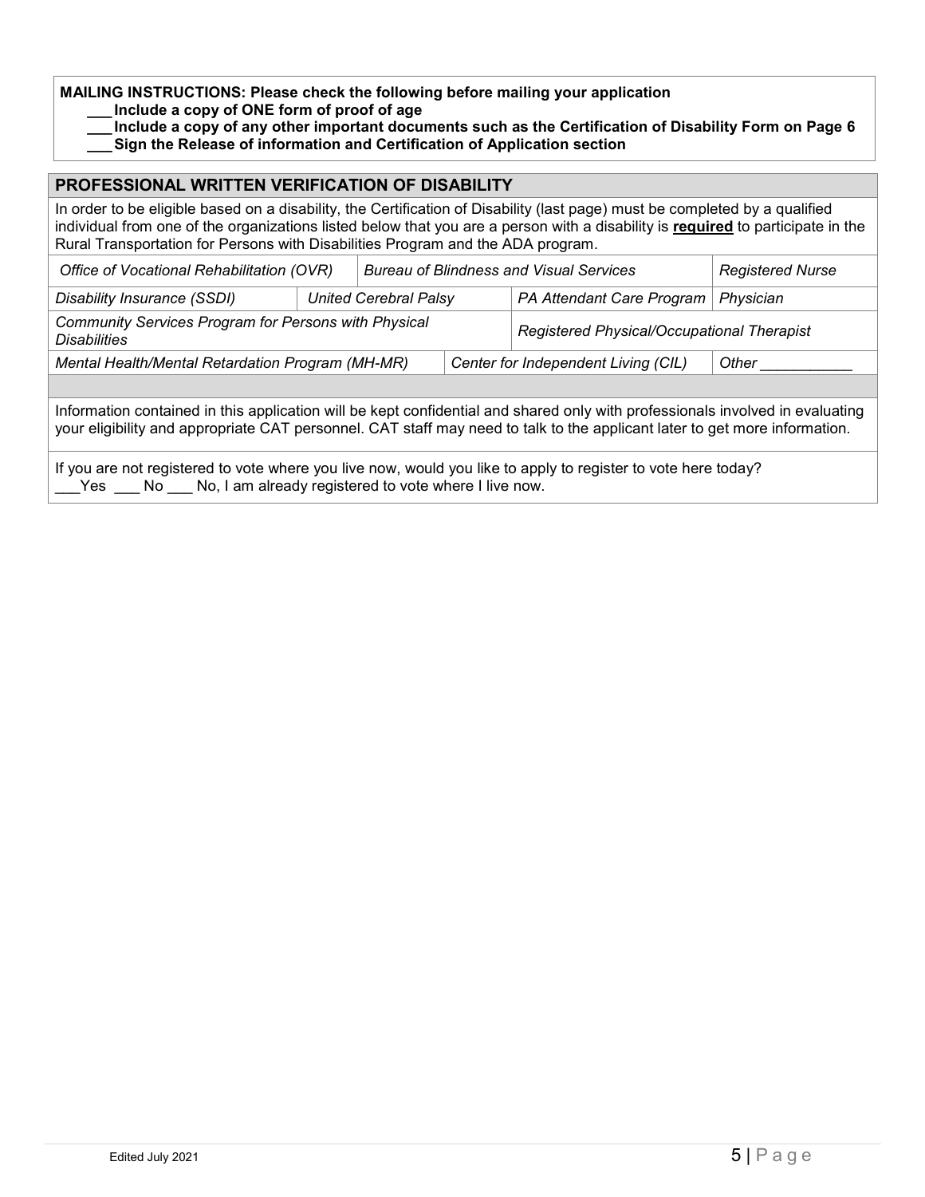**MAILING INSTRUCTIONS: Please check the following before mailing your application**

**___ Include a copy of ONE form of proof of age**

**___ Include a copy of any other important documents such as the Certification of Disability Form on Page 6**

**___ Sign the Release of information and Certification of Application section**

## PROFESSIONAL WRITTEN VERIFICATION OF DISABILITY

In order to be eligible based on a disability, the Certification of Disability (last page) must be completed by a qualified individual from one of the organizations listed below that you are a person with a disability is **required** to participate in the Rural Transportation for Persons with Disabilities Program and the ADA program.

| | | | |
|---|---|---|---|
| *Office of Vocational Rehabilitation (OVR)* | *Bureau of Blindness and Visual Services* | | *Registered Nurse* |
| *Disability Insurance (SSDI)* | *United Cerebral Palsy* | *PA Attendant Care Program* | *Physician* |
| *Community Services Program for Persons with Physical Disabilities* | | *Registered Physical/Occupational Therapist* | |
| *Mental Health/Mental Retardation Program (MH-MR)* | *Center for Independent Living (CIL)* | | *Other ___________* |

Information contained in this application will be kept confidential and shared only with professionals involved in evaluating your eligibility and appropriate CAT personnel. CAT staff may need to talk to the applicant later to get more information.

If you are not registered to vote where you live now, would you like to apply to register to vote here today?
___Yes ___ No ___ No, I am already registered to vote where I live now.

Edited July 2021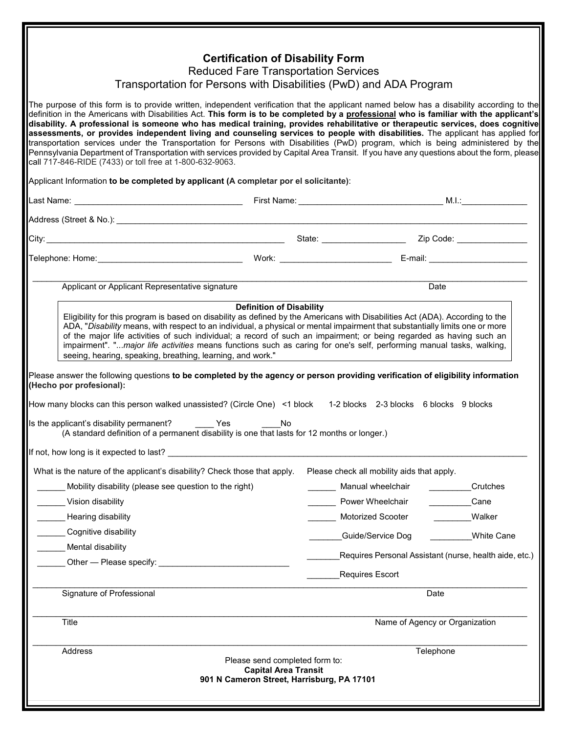# Certification of Disability Form

## Reduced Fare Transportation Services

## Transportation for Persons with Disabilities (PwD) and ADA Program

The purpose of this form is to provide written, independent verification that the applicant named below has a disability according to the definition in the Americans with Disabilities Act. **This form is to be completed by a <u>professional</u> who is familiar with the applicant's disability. A professional is someone who has medical training, provides rehabilitative or therapeutic services, does cognitive assessments, or provides independent living and counseling services to people with disabilities.** The applicant has applied for transportation services under the Transportation for Persons with Disabilities (PwD) program, which is being administered by the Pennsylvania Department of Transportation with services provided by Capital Area Transit. If you have any questions about the form, please call 717-846-RIDE (7433) or toll free at 1-800-632-9063.

Applicant Information **to be completed by applicant (A completar por el solicitante)**:

Last Name: ___________________________________ First Name: _______________________________ M.I.:______________

Address (Street & No.): ____________________________________________________________________________________

City: _____________________________________________________ State: __________________ Zip Code: _______________

Telephone: Home:_______________________________ Work: ________________________ E-mail: _____________________

____________________________________________________________________________________________________

Applicant or Applicant Representative signature Date

**Definition of Disability**

Eligibility for this program is based on disability as defined by the Americans with Disabilities Act (ADA). According to the ADA, "*Disability* means, with respect to an individual, a physical or mental impairment that substantially limits one or more of the major life activities of such individual; a record of such an impairment; or being regarded as having such an impairment". "...*major life activities* means functions such as caring for one's self, performing manual tasks, walking, seeing, hearing, speaking, breathing, learning, and work."

Please answer the following questions **to be completed by the agency or person providing verification of eligibility information (Hecho por profesional):**

How many blocks can this person walked unassisted? (Circle One) <1 block 1-2 blocks 2-3 blocks 6 blocks 9 blocks

Is the applicant's disability permanent? ____ Yes ____No
(A standard definition of a permanent disability is one that lasts for 12 months or longer.)

If not, how long is it expected to last? ______________________________________________________________________________

What is the nature of the applicant's disability? Check those that apply.

- ______ Mobility disability (please see question to the right)
- ______ Vision disability
- ______ Hearing disability
- ______ Cognitive disability
- ______ Mental disability
- ______ Other — Please specify: ____________________________

Please check all mobility aids that apply.

- ______ Manual wheelchair
- _________Crutches
- ______ Power Wheelchair
- _________Cane
- ______ Motorized Scooter
- ________Walker
- _______Guide/Service Dog
- _________White Cane
- _______Requires Personal Assistant (nurse, health aide, etc.)
- _______Requires Escort

____________________________________________________________________________________________________

Signature of Professional Date

____________________________________________________________________________________________________

Title Name of Agency or Organization

____________________________________________________________________________________________________

Address Telephone

Please send completed form to:
**Capital Area Transit**
**901 N Cameron Street, Harrisburg, PA 17101**